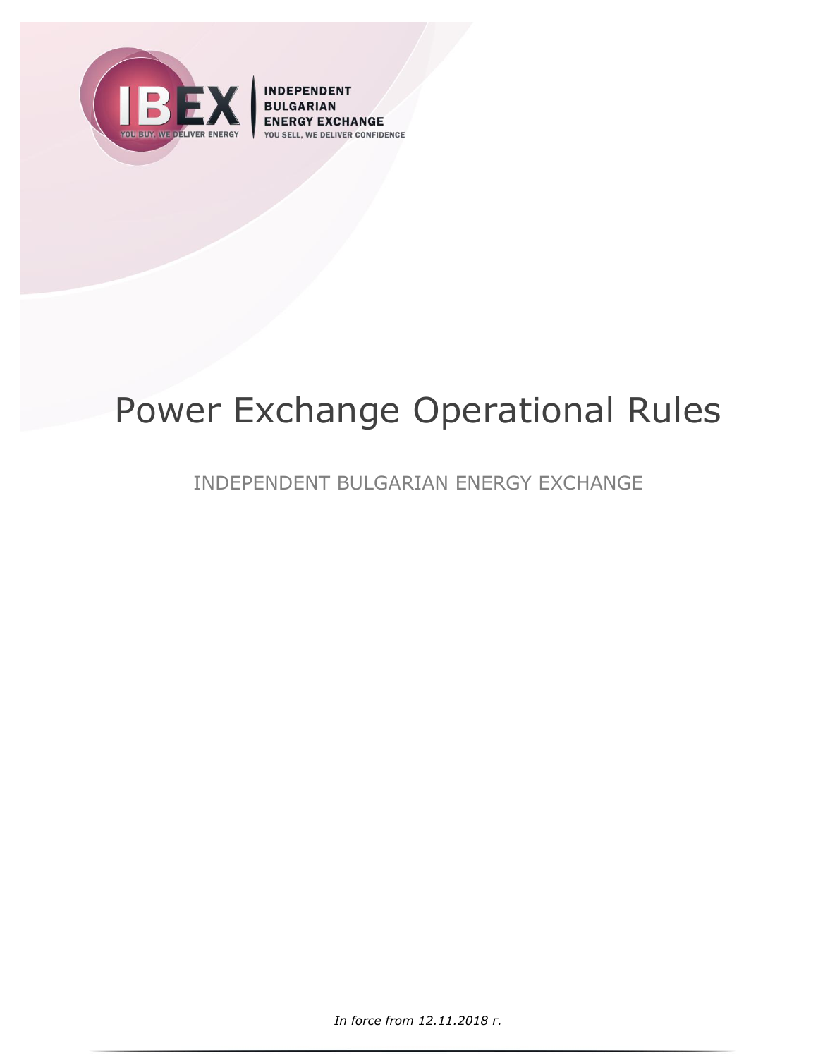IBEX

YOU BUY, WE DELIVER ENERGY

INDEPENDENT BULGARIAN ENERGY EXCHANGE

YOU SELL, WE DELIVER CONFIDENCE

# Power Exchange Operational Rules

## INDEPENDENT BULGARIAN ENERGY EXCHANGE

*In force from 12.11.2018 г.*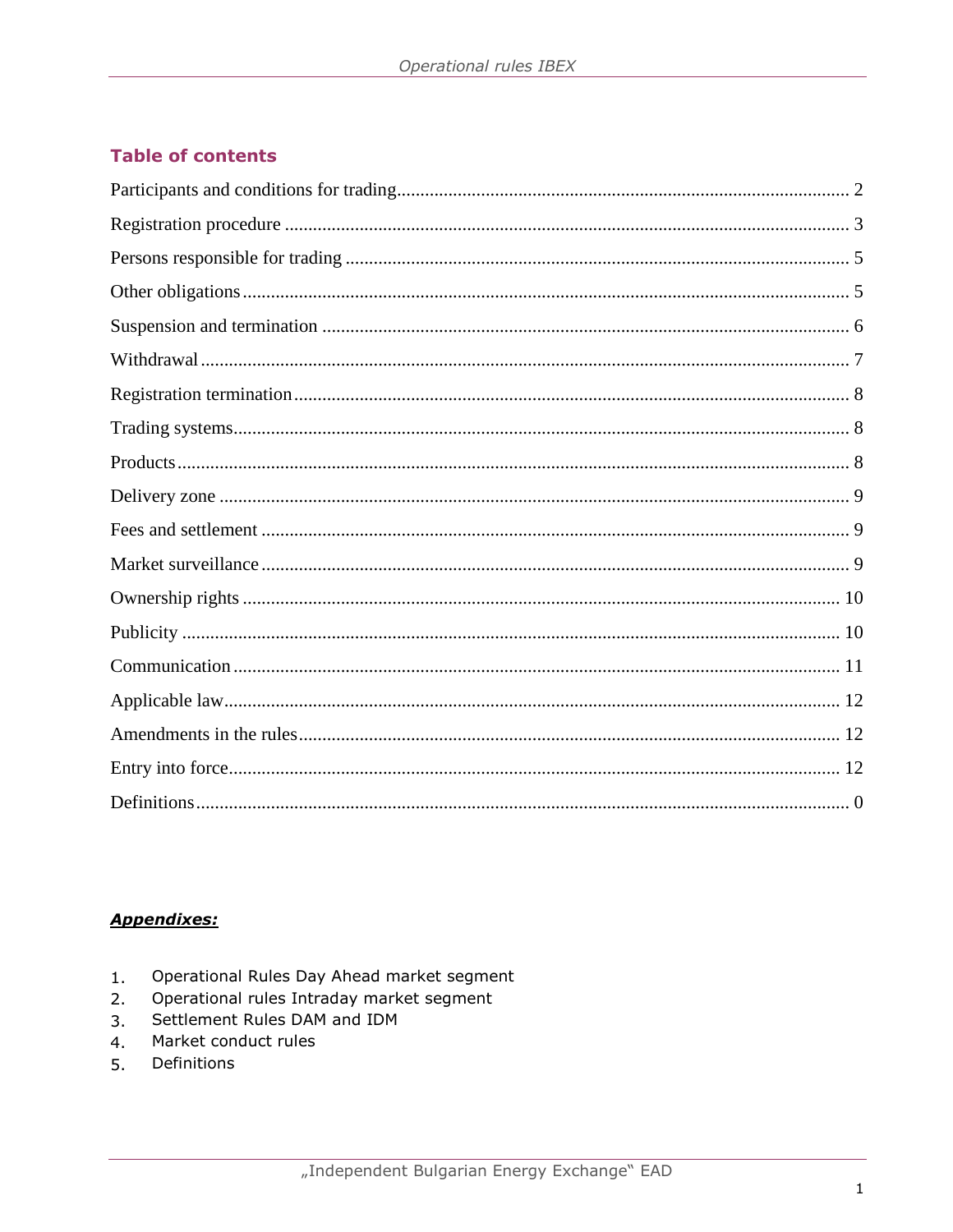## Table of contents

| | |
|---|---|
| Participants and conditions for trading | 2 |
| Registration procedure | 3 |
| Persons responsible for trading | 5 |
| Other obligations | 5 |
| Suspension and termination | 6 |
| Withdrawal | 7 |
| Registration termination | 8 |
| Trading systems | 8 |
| Products | 8 |
| Delivery zone | 9 |
| Fees and settlement | 9 |
| Market surveillance | 9 |
| Ownership rights | 10 |
| Publicity | 10 |
| Communication | 11 |
| Applicable law | 12 |
| Amendments in the rules | 12 |
| Entry into force | 12 |
| Definitions | 0 |

***Appendixes:***

1. Operational Rules Day Ahead market segment
2. Operational rules Intraday market segment
3. Settlement Rules DAM and IDM
4. Market conduct rules
5. Definitions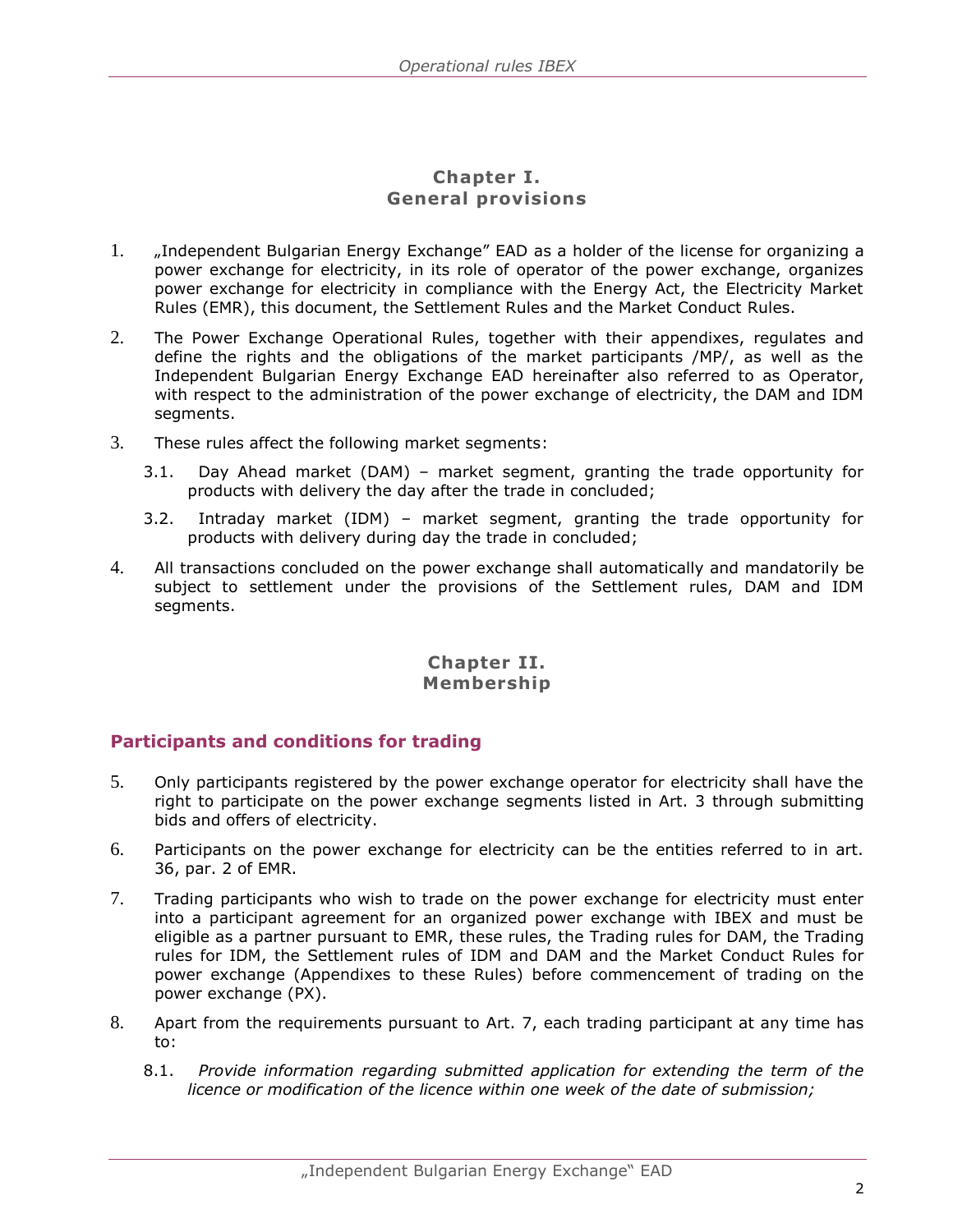## Chapter I.
## General provisions

1. „Independent Bulgarian Energy Exchange" EAD as a holder of the license for organizing a power exchange for electricity, in its role of operator of the power exchange, organizes power exchange for electricity in compliance with the Energy Act, the Electricity Market Rules (EMR), this document, the Settlement Rules and the Market Conduct Rules.

2. The Power Exchange Operational Rules, together with their appendixes, regulates and define the rights and the obligations of the market participants /MP/, as well as the Independent Bulgarian Energy Exchange EAD hereinafter also referred to as Operator, with respect to the administration of the power exchange of electricity, the DAM and IDM segments.

3. These rules affect the following market segments:

   3.1. Day Ahead market (DAM) – market segment, granting the trade opportunity for products with delivery the day after the trade in concluded;

   3.2. Intraday market (IDM) – market segment, granting the trade opportunity for products with delivery during day the trade in concluded;

4. All transactions concluded on the power exchange shall automatically and mandatorily be subject to settlement under the provisions of the Settlement rules, DAM and IDM segments.

## Chapter II.
## Membership

### Participants and conditions for trading

5. Only participants registered by the power exchange operator for electricity shall have the right to participate on the power exchange segments listed in Art. 3 through submitting bids and offers of electricity.

6. Participants on the power exchange for electricity can be the entities referred to in art. 36, par. 2 of EMR.

7. Trading participants who wish to trade on the power exchange for electricity must enter into a participant agreement for an organized power exchange with IBEX and must be eligible as a partner pursuant to EMR, these rules, the Trading rules for DAM, the Trading rules for IDM, the Settlement rules of IDM and DAM and the Market Conduct Rules for power exchange (Appendixes to these Rules) before commencement of trading on the power exchange (PX).

8. Apart from the requirements pursuant to Art. 7, each trading participant at any time has to:

   8.1. *Provide information regarding submitted application for extending the term of the licence or modification of the licence within one week of the date of submission;*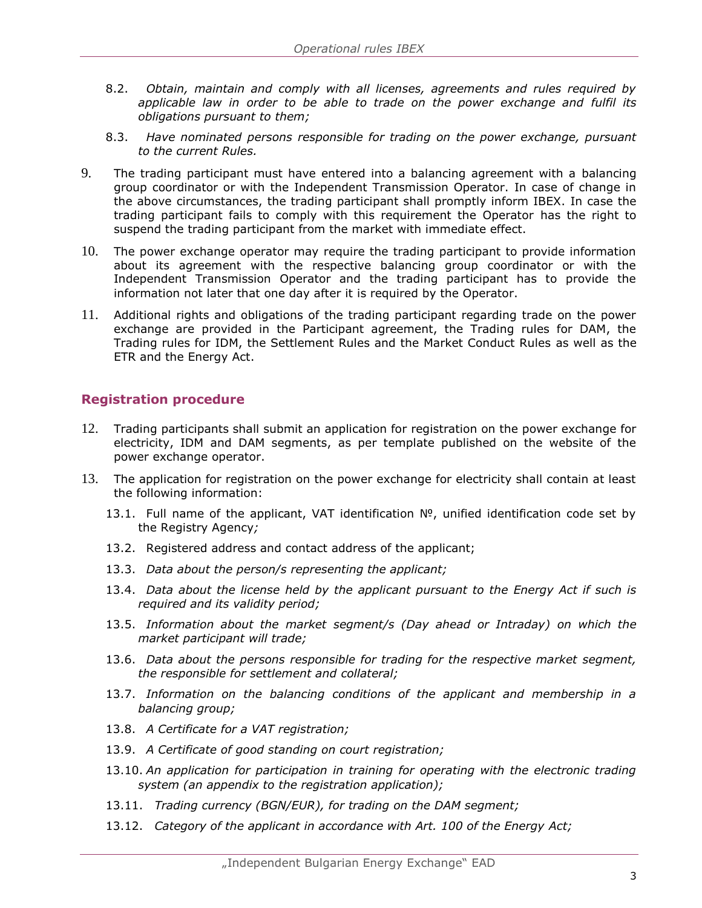8.2. *Obtain, maintain and comply with all licenses, agreements and rules required by applicable law in order to be able to trade on the power exchange and fulfil its obligations pursuant to them;*

8.3. *Have nominated persons responsible for trading on the power exchange, pursuant to the current Rules.*

9. The trading participant must have entered into a balancing agreement with a balancing group coordinator or with the Independent Transmission Operator. In case of change in the above circumstances, the trading participant shall promptly inform IBEX. In case the trading participant fails to comply with this requirement the Operator has the right to suspend the trading participant from the market with immediate effect.

10. The power exchange operator may require the trading participant to provide information about its agreement with the respective balancing group coordinator or with the Independent Transmission Operator and the trading participant has to provide the information not later that one day after it is required by the Operator.

11. Additional rights and obligations of the trading participant regarding trade on the power exchange are provided in the Participant agreement, the Trading rules for DAM, the Trading rules for IDM, the Settlement Rules and the Market Conduct Rules as well as the ETR and the Energy Act.

## Registration procedure

12. Trading participants shall submit an application for registration on the power exchange for electricity, IDM and DAM segments, as per template published on the website of the power exchange operator.

13. The application for registration on the power exchange for electricity shall contain at least the following information:

13.1. Full name of the applicant, VAT identification №, unified identification code set by the Registry Agency*;*

13.2. Registered address and contact address of the applicant;

13.3. *Data about the person/s representing the applicant;*

13.4. *Data about the license held by the applicant pursuant to the Energy Act if such is required and its validity period;*

13.5. *Information about the market segment/s (Day ahead or Intraday) on which the market participant will trade;*

13.6. *Data about the persons responsible for trading for the respective market segment, the responsible for settlement and collateral;*

13.7. *Information on the balancing conditions of the applicant and membership in a balancing group;*

13.8. *A Certificate for a VAT registration;*

13.9. *A Certificate of good standing on court registration;*

13.10. *An application for participation in training for operating with the electronic trading system (an appendix to the registration application);*

13.11. *Trading currency (BGN/EUR), for trading on the DAM segment;*

13.12. *Category of the applicant in accordance with Art. 100 of the Energy Act;*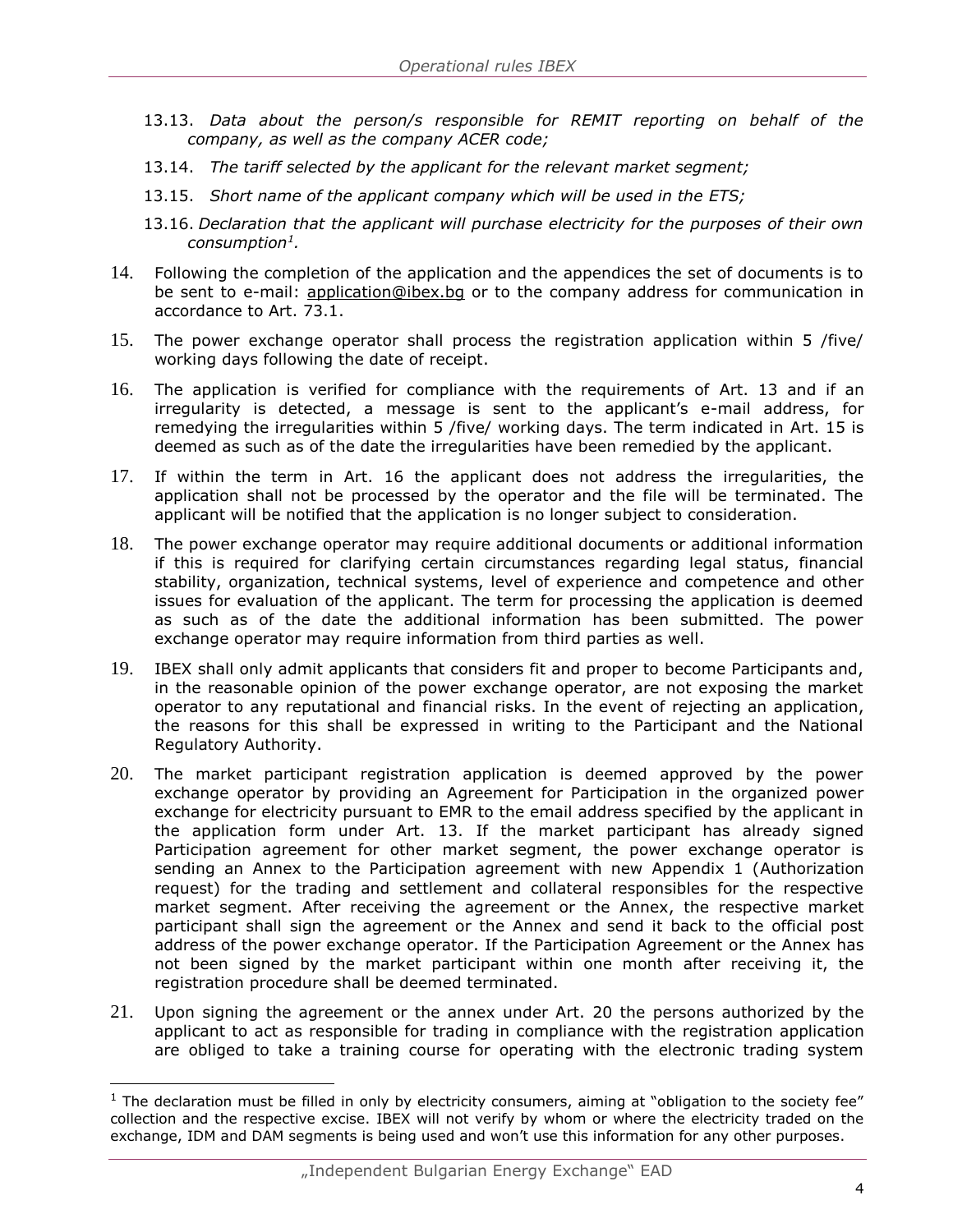13.13. *Data about the person/s responsible for REMIT reporting on behalf of the company, as well as the company ACER code;*

13.14. *The tariff selected by the applicant for the relevant market segment;*

13.15. *Short name of the applicant company which will be used in the ETS;*

13.16. *Declaration that the applicant will purchase electricity for the purposes of their own consumption[1].*

14. Following the completion of the application and the appendices the set of documents is to be sent to e-mail: application@ibex.bg or to the company address for communication in accordance to Art. 73.1.

15. The power exchange operator shall process the registration application within 5 /five/ working days following the date of receipt.

16. The application is verified for compliance with the requirements of Art. 13 and if an irregularity is detected, a message is sent to the applicant's e-mail address, for remedying the irregularities within 5 /five/ working days. The term indicated in Art. 15 is deemed as such as of the date the irregularities have been remedied by the applicant.

17. If within the term in Art. 16 the applicant does not address the irregularities, the application shall not be processed by the operator and the file will be terminated. The applicant will be notified that the application is no longer subject to consideration.

18. The power exchange operator may require additional documents or additional information if this is required for clarifying certain circumstances regarding legal status, financial stability, organization, technical systems, level of experience and competence and other issues for evaluation of the applicant. The term for processing the application is deemed as such as of the date the additional information has been submitted. The power exchange operator may require information from third parties as well.

19. IBEX shall only admit applicants that considers fit and proper to become Participants and, in the reasonable opinion of the power exchange operator, are not exposing the market operator to any reputational and financial risks. In the event of rejecting an application, the reasons for this shall be expressed in writing to the Participant and the National Regulatory Authority.

20. The market participant registration application is deemed approved by the power exchange operator by providing an Agreement for Participation in the organized power exchange for electricity pursuant to EMR to the email address specified by the applicant in the application form under Art. 13. If the market participant has already signed Participation agreement for other market segment, the power exchange operator is sending an Annex to the Participation agreement with new Appendix 1 (Authorization request) for the trading and settlement and collateral responsibles for the respective market segment. After receiving the agreement or the Annex, the respective market participant shall sign the agreement or the Annex and send it back to the official post address of the power exchange operator. If the Participation Agreement or the Annex has not been signed by the market participant within one month after receiving it, the registration procedure shall be deemed terminated.

21. Upon signing the agreement or the annex under Art. 20 the persons authorized by the applicant to act as responsible for trading in compliance with the registration application are obliged to take a training course for operating with the electronic trading system

---

[1] The declaration must be filled in only by electricity consumers, aiming at "obligation to the society fee" collection and the respective excise. IBEX will not verify by whom or where the electricity traded on the exchange, IDM and DAM segments is being used and won't use this information for any other purposes.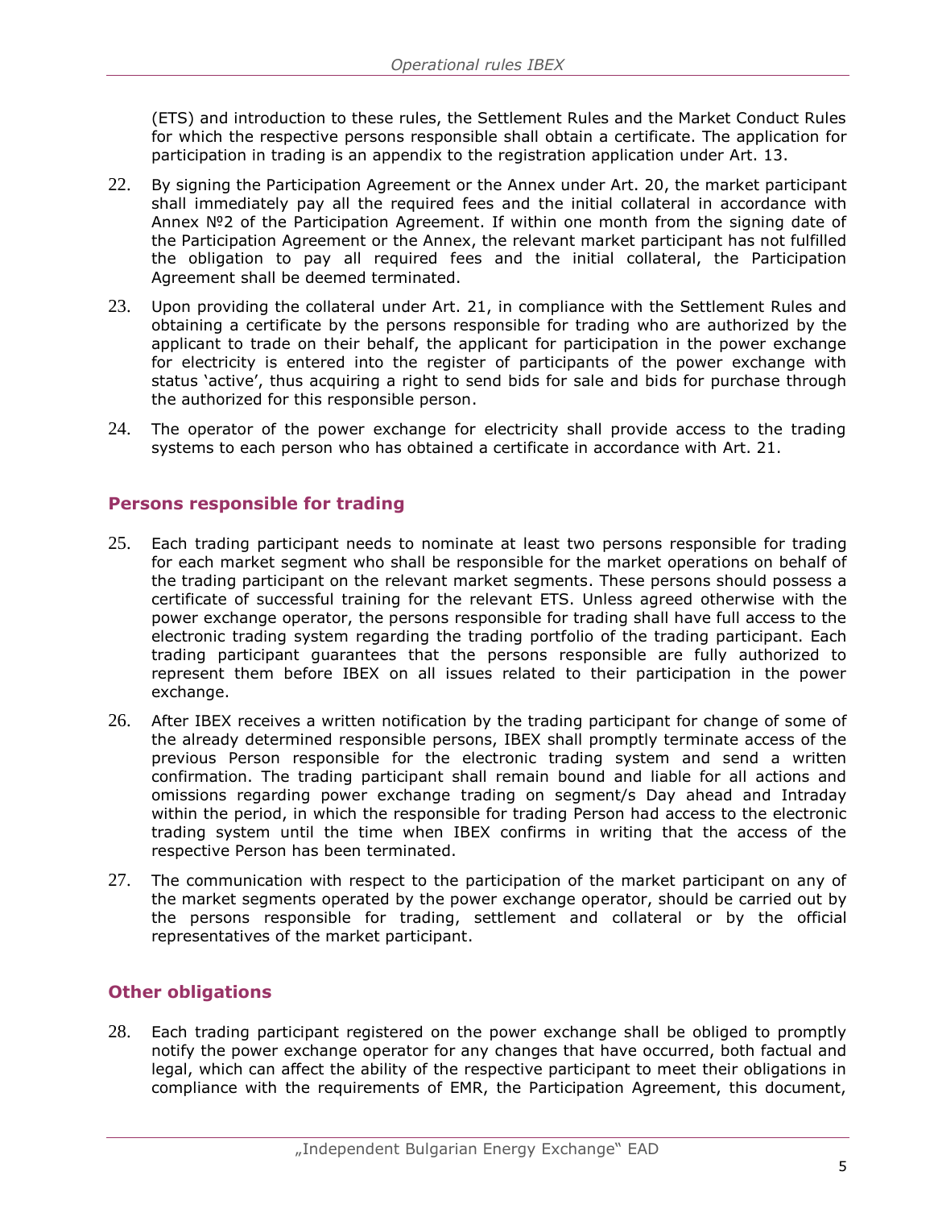(ETS) and introduction to these rules, the Settlement Rules and the Market Conduct Rules for which the respective persons responsible shall obtain a certificate. The application for participation in trading is an appendix to the registration application under Art. 13.

22. By signing the Participation Agreement or the Annex under Art. 20, the market participant shall immediately pay all the required fees and the initial collateral in accordance with Annex №2 of the Participation Agreement. If within one month from the signing date of the Participation Agreement or the Annex, the relevant market participant has not fulfilled the obligation to pay all required fees and the initial collateral, the Participation Agreement shall be deemed terminated.

23. Upon providing the collateral under Art. 21, in compliance with the Settlement Rules and obtaining a certificate by the persons responsible for trading who are authorized by the applicant to trade on their behalf, the applicant for participation in the power exchange for electricity is entered into the register of participants of the power exchange with status 'active', thus acquiring a right to send bids for sale and bids for purchase through the authorized for this responsible person.

24. The operator of the power exchange for electricity shall provide access to the trading systems to each person who has obtained a certificate in accordance with Art. 21.

## Persons responsible for trading

25. Each trading participant needs to nominate at least two persons responsible for trading for each market segment who shall be responsible for the market operations on behalf of the trading participant on the relevant market segments. These persons should possess a certificate of successful training for the relevant ETS. Unless agreed otherwise with the power exchange operator, the persons responsible for trading shall have full access to the electronic trading system regarding the trading portfolio of the trading participant. Each trading participant guarantees that the persons responsible are fully authorized to represent them before IBEX on all issues related to their participation in the power exchange.

26. After IBEX receives a written notification by the trading participant for change of some of the already determined responsible persons, IBEX shall promptly terminate access of the previous Person responsible for the electronic trading system and send a written confirmation. The trading participant shall remain bound and liable for all actions and omissions regarding power exchange trading on segment/s Day ahead and Intraday within the period, in which the responsible for trading Person had access to the electronic trading system until the time when IBEX confirms in writing that the access of the respective Person has been terminated.

27. The communication with respect to the participation of the market participant on any of the market segments operated by the power exchange operator, should be carried out by the persons responsible for trading, settlement and collateral or by the official representatives of the market participant.

## Other obligations

28. Each trading participant registered on the power exchange shall be obliged to promptly notify the power exchange operator for any changes that have occurred, both factual and legal, which can affect the ability of the respective participant to meet their obligations in compliance with the requirements of EMR, the Participation Agreement, this document,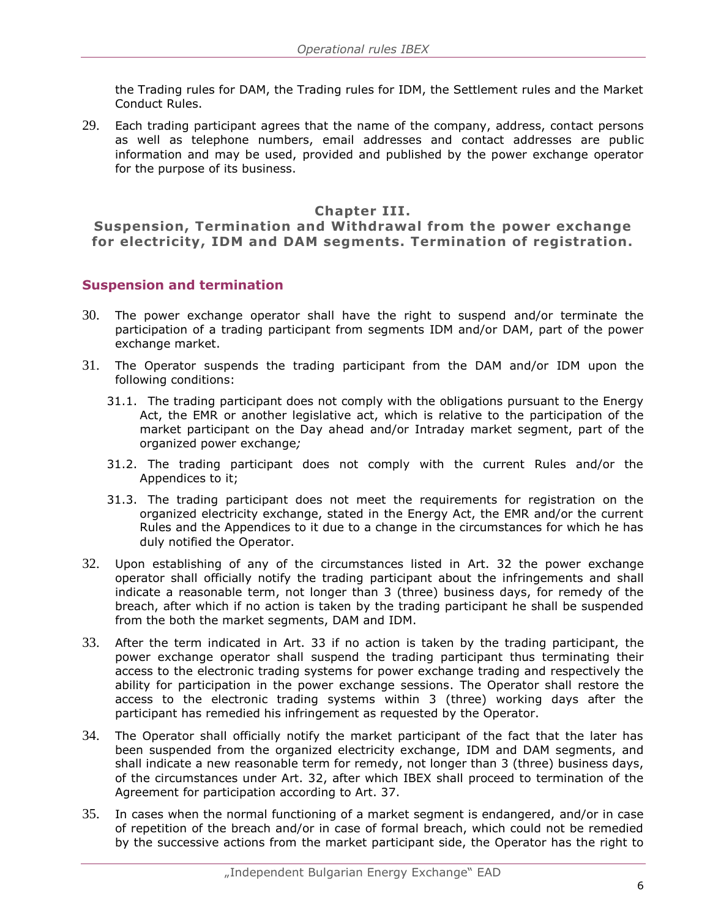the Trading rules for DAM, the Trading rules for IDM, the Settlement rules and the Market Conduct Rules.

29. Each trading participant agrees that the name of the company, address, contact persons as well as telephone numbers, email addresses and contact addresses are public information and may be used, provided and published by the power exchange operator for the purpose of its business.

## Chapter III.
## Suspension, Termination and Withdrawal from the power exchange for electricity, IDM and DAM segments. Termination of registration.

### Suspension and termination

30. The power exchange operator shall have the right to suspend and/or terminate the participation of a trading participant from segments IDM and/or DAM, part of the power exchange market.

31. The Operator suspends the trading participant from the DAM and/or IDM upon the following conditions:

    31.1. The trading participant does not comply with the obligations pursuant to the Energy Act, the EMR or another legislative act, which is relative to the participation of the market participant on the Day ahead and/or Intraday market segment, part of the organized power exchange*;*

    31.2. The trading participant does not comply with the current Rules and/or the Appendices to it;

    31.3. The trading participant does not meet the requirements for registration on the organized electricity exchange, stated in the Energy Act, the EMR and/or the current Rules and the Appendices to it due to a change in the circumstances for which he has duly notified the Operator.

32. Upon establishing of any of the circumstances listed in Art. 32 the power exchange operator shall officially notify the trading participant about the infringements and shall indicate a reasonable term, not longer than 3 (three) business days, for remedy of the breach, after which if no action is taken by the trading participant he shall be suspended from the both the market segments, DAM and IDM.

33. After the term indicated in Art. 33 if no action is taken by the trading participant, the power exchange operator shall suspend the trading participant thus terminating their access to the electronic trading systems for power exchange trading and respectively the ability for participation in the power exchange sessions. The Operator shall restore the access to the electronic trading systems within 3 (three) working days after the participant has remedied his infringement as requested by the Operator.

34. The Operator shall officially notify the market participant of the fact that the later has been suspended from the organized electricity exchange, IDM and DAM segments, and shall indicate a new reasonable term for remedy, not longer than 3 (three) business days, of the circumstances under Art. 32, after which IBEX shall proceed to termination of the Agreement for participation according to Art. 37.

35. In cases when the normal functioning of a market segment is endangered, and/or in case of repetition of the breach and/or in case of formal breach, which could not be remedied by the successive actions from the market participant side, the Operator has the right to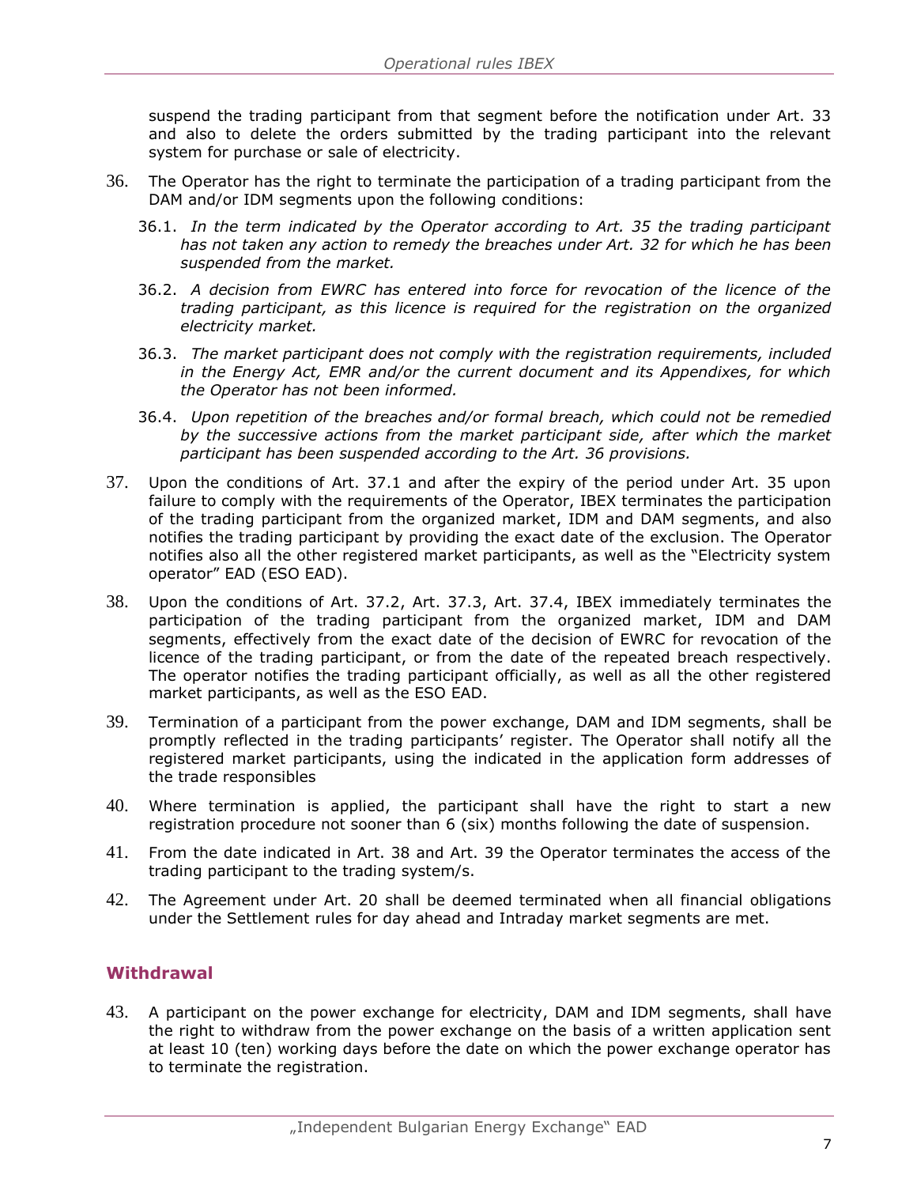suspend the trading participant from that segment before the notification under Art. 33 and also to delete the orders submitted by the trading participant into the relevant system for purchase or sale of electricity.

36. The Operator has the right to terminate the participation of a trading participant from the DAM and/or IDM segments upon the following conditions:

    36.1. *In the term indicated by the Operator according to Art. 35 the trading participant has not taken any action to remedy the breaches under Art. 32 for which he has been suspended from the market.*

    36.2. *A decision from EWRC has entered into force for revocation of the licence of the trading participant, as this licence is required for the registration on the organized electricity market.*

    36.3. *The market participant does not comply with the registration requirements, included in the Energy Act, EMR and/or the current document and its Appendixes, for which the Operator has not been informed.*

    36.4. *Upon repetition of the breaches and/or formal breach, which could not be remedied by the successive actions from the market participant side, after which the market participant has been suspended according to the Art. 36 provisions.*

37. Upon the conditions of Art. 37.1 and after the expiry of the period under Art. 35 upon failure to comply with the requirements of the Operator, IBEX terminates the participation of the trading participant from the organized market, IDM and DAM segments, and also notifies the trading participant by providing the exact date of the exclusion. The Operator notifies also all the other registered market participants, as well as the "Electricity system operator" EAD (ESO EAD).

38. Upon the conditions of Art. 37.2, Art. 37.3, Art. 37.4, IBEX immediately terminates the participation of the trading participant from the organized market, IDM and DAM segments, effectively from the exact date of the decision of EWRC for revocation of the licence of the trading participant, or from the date of the repeated breach respectively. The operator notifies the trading participant officially, as well as all the other registered market participants, as well as the ESO EAD.

39. Termination of a participant from the power exchange, DAM and IDM segments, shall be promptly reflected in the trading participants' register. The Operator shall notify all the registered market participants, using the indicated in the application form addresses of the trade responsibles

40. Where termination is applied, the participant shall have the right to start a new registration procedure not sooner than 6 (six) months following the date of suspension.

41. From the date indicated in Art. 38 and Art. 39 the Operator terminates the access of the trading participant to the trading system/s.

42. The Agreement under Art. 20 shall be deemed terminated when all financial obligations under the Settlement rules for day ahead and Intraday market segments are met.

## Withdrawal

43. A participant on the power exchange for electricity, DAM and IDM segments, shall have the right to withdraw from the power exchange on the basis of a written application sent at least 10 (ten) working days before the date on which the power exchange operator has to terminate the registration.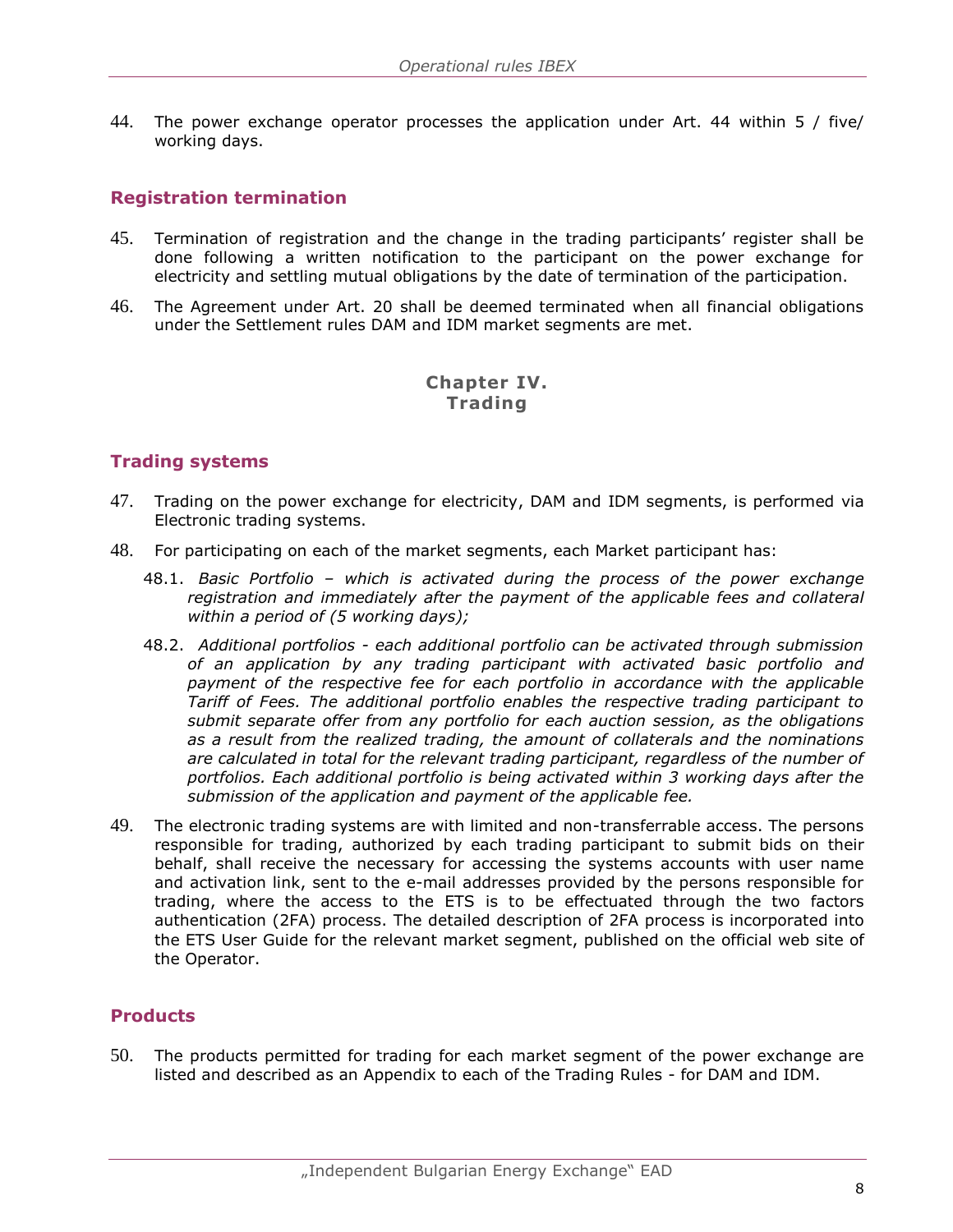44. The power exchange operator processes the application under Art. 44 within 5 / five/ working days.

## Registration termination

45. Termination of registration and the change in the trading participants' register shall be done following a written notification to the participant on the power exchange for electricity and settling mutual obligations by the date of termination of the participation.

46. The Agreement under Art. 20 shall be deemed terminated when all financial obligations under the Settlement rules DAM and IDM market segments are met.

# Chapter IV. Trading

## Trading systems

47. Trading on the power exchange for electricity, DAM and IDM segments, is performed via Electronic trading systems.

48. For participating on each of the market segments, each Market participant has:

    48.1. *Basic Portfolio – which is activated during the process of the power exchange registration and immediately after the payment of the applicable fees and collateral within a period of (5 working days);*

    48.2. *Additional portfolios - each additional portfolio can be activated through submission of an application by any trading participant with activated basic portfolio and payment of the respective fee for each portfolio in accordance with the applicable Tariff of Fees. The additional portfolio enables the respective trading participant to submit separate offer from any portfolio for each auction session, as the obligations as a result from the realized trading, the amount of collaterals and the nominations are calculated in total for the relevant trading participant, regardless of the number of portfolios. Each additional portfolio is being activated within 3 working days after the submission of the application and payment of the applicable fee.*

49. The electronic trading systems are with limited and non-transferrable access. The persons responsible for trading, authorized by each trading participant to submit bids on their behalf, shall receive the necessary for accessing the systems accounts with user name and activation link, sent to the e-mail addresses provided by the persons responsible for trading, where the access to the ETS is to be effectuated through the two factors authentication (2FA) process. The detailed description of 2FA process is incorporated into the ETS User Guide for the relevant market segment, published on the official web site of the Operator.

## Products

50. The products permitted for trading for each market segment of the power exchange are listed and described as an Appendix to each of the Trading Rules - for DAM and IDM.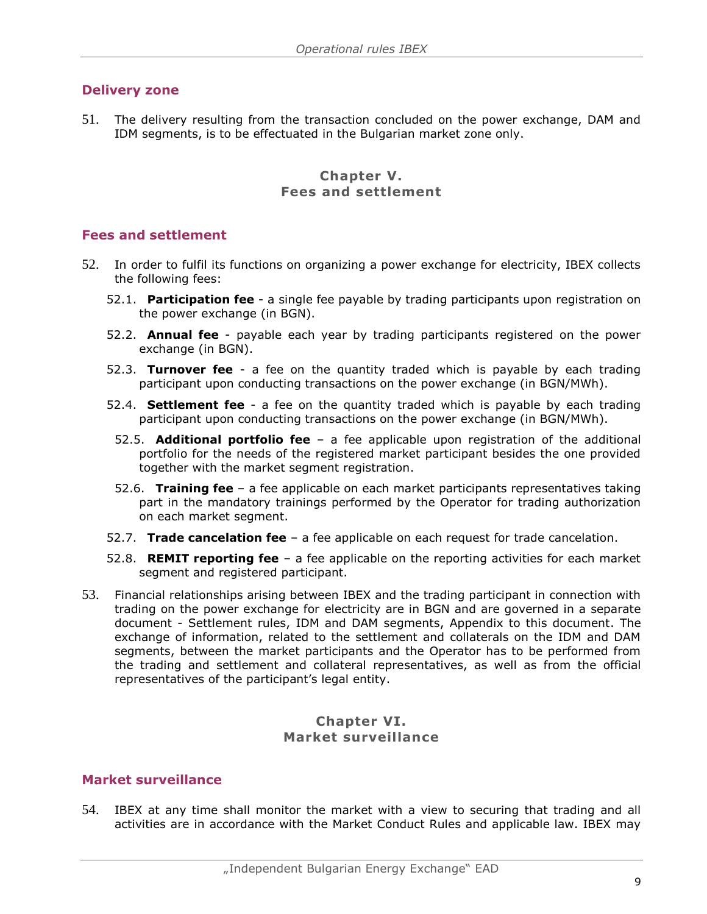## Delivery zone

51. The delivery resulting from the transaction concluded on the power exchange, DAM and IDM segments, is to be effectuated in the Bulgarian market zone only.

# Chapter V.
# Fees and settlement

## Fees and settlement

52. In order to fulfil its functions on organizing a power exchange for electricity, IBEX collects the following fees:

    52.1. **Participation fee** - a single fee payable by trading participants upon registration on the power exchange (in BGN).

    52.2. **Annual fee** - payable each year by trading participants registered on the power exchange (in BGN).

    52.3. **Turnover fee** - a fee on the quantity traded which is payable by each trading participant upon conducting transactions on the power exchange (in BGN/MWh).

    52.4. **Settlement fee** - a fee on the quantity traded which is payable by each trading participant upon conducting transactions on the power exchange (in BGN/MWh).

    52.5. **Additional portfolio fee** – a fee applicable upon registration of the additional portfolio for the needs of the registered market participant besides the one provided together with the market segment registration.

    52.6. **Training fee** – a fee applicable on each market participants representatives taking part in the mandatory trainings performed by the Operator for trading authorization on each market segment.

    52.7. **Trade cancelation fee** – a fee applicable on each request for trade cancelation.

    52.8. **REMIT reporting fee** – a fee applicable on the reporting activities for each market segment and registered participant.

53. Financial relationships arising between IBEX and the trading participant in connection with trading on the power exchange for electricity are in BGN and are governed in a separate document - Settlement rules, IDM and DAM segments, Appendix to this document. The exchange of information, related to the settlement and collaterals on the IDM and DAM segments, between the market participants and the Operator has to be performed from the trading and settlement and collateral representatives, as well as from the official representatives of the participant's legal entity.

# Chapter VI.
# Market surveillance

## Market surveillance

54. IBEX at any time shall monitor the market with a view to securing that trading and all activities are in accordance with the Market Conduct Rules and applicable law. IBEX may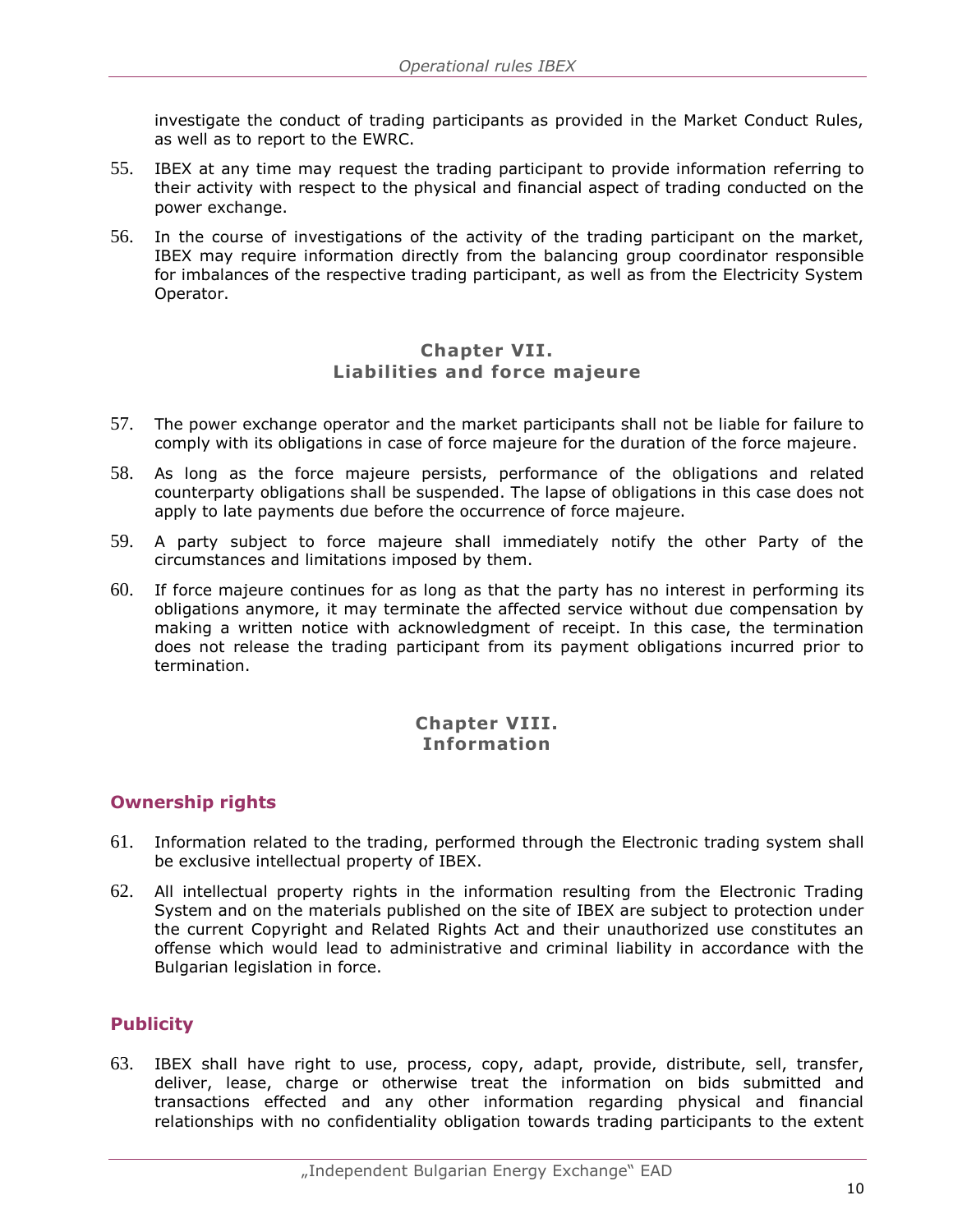investigate the conduct of trading participants as provided in the Market Conduct Rules, as well as to report to the EWRC.

55. IBEX at any time may request the trading participant to provide information referring to their activity with respect to the physical and financial aspect of trading conducted on the power exchange.

56. In the course of investigations of the activity of the trading participant on the market, IBEX may require information directly from the balancing group coordinator responsible for imbalances of the respective trading participant, as well as from the Electricity System Operator.

## Chapter VII.
## Liabilities and force majeure

57. The power exchange operator and the market participants shall not be liable for failure to comply with its obligations in case of force majeure for the duration of the force majeure.

58. As long as the force majeure persists, performance of the obligations and related counterparty obligations shall be suspended. The lapse of obligations in this case does not apply to late payments due before the occurrence of force majeure.

59. A party subject to force majeure shall immediately notify the other Party of the circumstances and limitations imposed by them.

60. If force majeure continues for as long as that the party has no interest in performing its obligations anymore, it may terminate the affected service without due compensation by making a written notice with acknowledgment of receipt. In this case, the termination does not release the trading participant from its payment obligations incurred prior to termination.

## Chapter VIII.
## Information

### Ownership rights

61. Information related to the trading, performed through the Electronic trading system shall be exclusive intellectual property of IBEX.

62. All intellectual property rights in the information resulting from the Electronic Trading System and on the materials published on the site of IBEX are subject to protection under the current Copyright and Related Rights Act and their unauthorized use constitutes an offense which would lead to administrative and criminal liability in accordance with the Bulgarian legislation in force.

### Publicity

63. IBEX shall have right to use, process, copy, adapt, provide, distribute, sell, transfer, deliver, lease, charge or otherwise treat the information on bids submitted and transactions effected and any other information regarding physical and financial relationships with no confidentiality obligation towards trading participants to the extent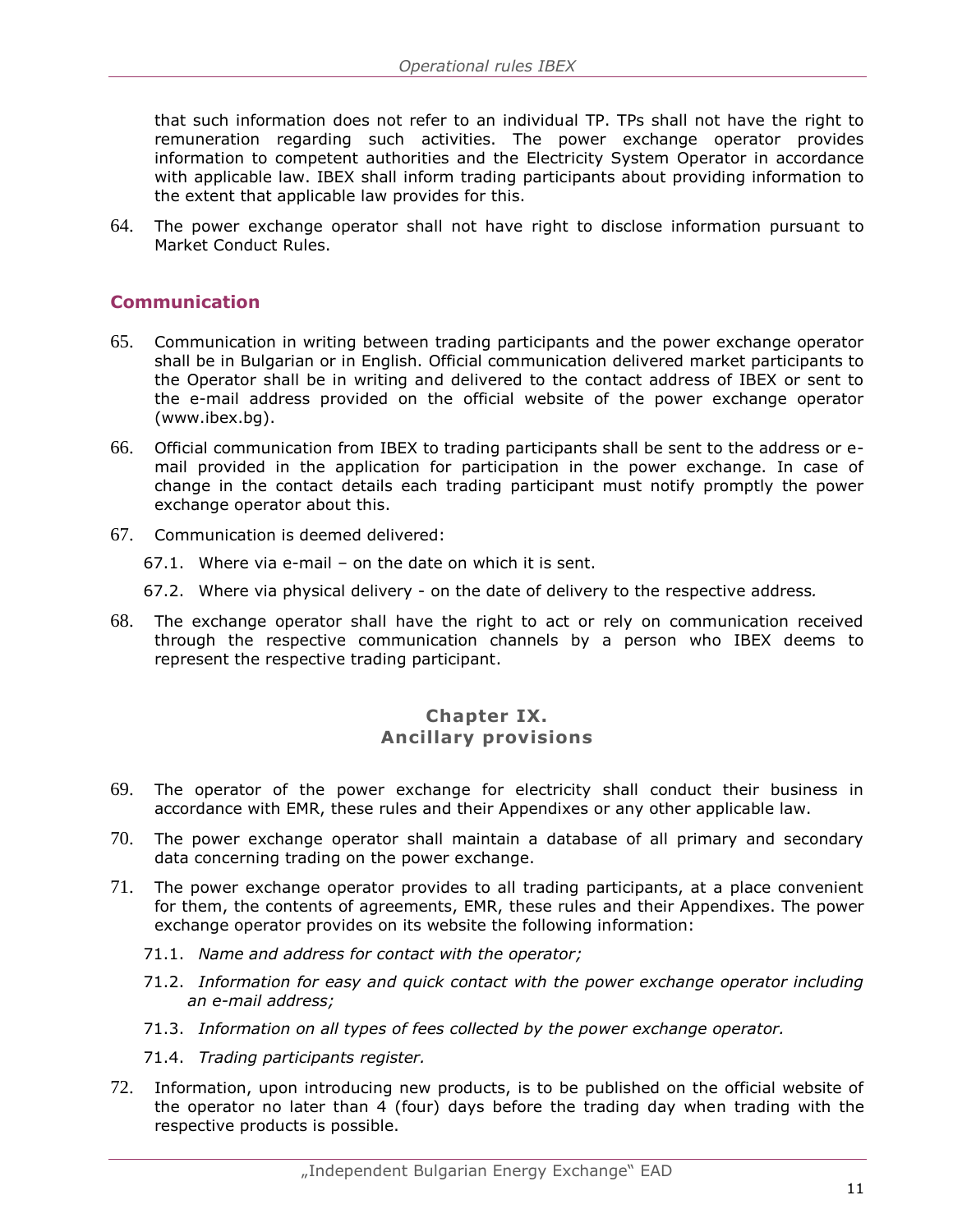that such information does not refer to an individual TP. TPs shall not have the right to remuneration regarding such activities. The power exchange operator provides information to competent authorities and the Electricity System Operator in accordance with applicable law. IBEX shall inform trading participants about providing information to the extent that applicable law provides for this.

64. The power exchange operator shall not have right to disclose information pursuant to Market Conduct Rules.

## Communication

65. Communication in writing between trading participants and the power exchange operator shall be in Bulgarian or in English. Official communication delivered market participants to the Operator shall be in writing and delivered to the contact address of IBEX or sent to the e-mail address provided on the official website of the power exchange operator (www.ibex.bg).

66. Official communication from IBEX to trading participants shall be sent to the address or e-mail provided in the application for participation in the power exchange. In case of change in the contact details each trading participant must notify promptly the power exchange operator about this.

67. Communication is deemed delivered:

    67.1. Where via e-mail – on the date on which it is sent.

    67.2. Where via physical delivery - on the date of delivery to the respective address.

68. The exchange operator shall have the right to act or rely on communication received through the respective communication channels by a person who IBEX deems to represent the respective trading participant.

## Chapter IX.
## Ancillary provisions

69. The operator of the power exchange for electricity shall conduct their business in accordance with EMR, these rules and their Appendixes or any other applicable law.

70. The power exchange operator shall maintain a database of all primary and secondary data concerning trading on the power exchange.

71. The power exchange operator provides to all trading participants, at a place convenient for them, the contents of agreements, EMR, these rules and their Appendixes. The power exchange operator provides on its website the following information:

    71.1. *Name and address for contact with the operator;*

    71.2. *Information for easy and quick contact with the power exchange operator including an e-mail address;*

    71.3. *Information on all types of fees collected by the power exchange operator.*

    71.4. *Trading participants register.*

72. Information, upon introducing new products, is to be published on the official website of the operator no later than 4 (four) days before the trading day when trading with the respective products is possible.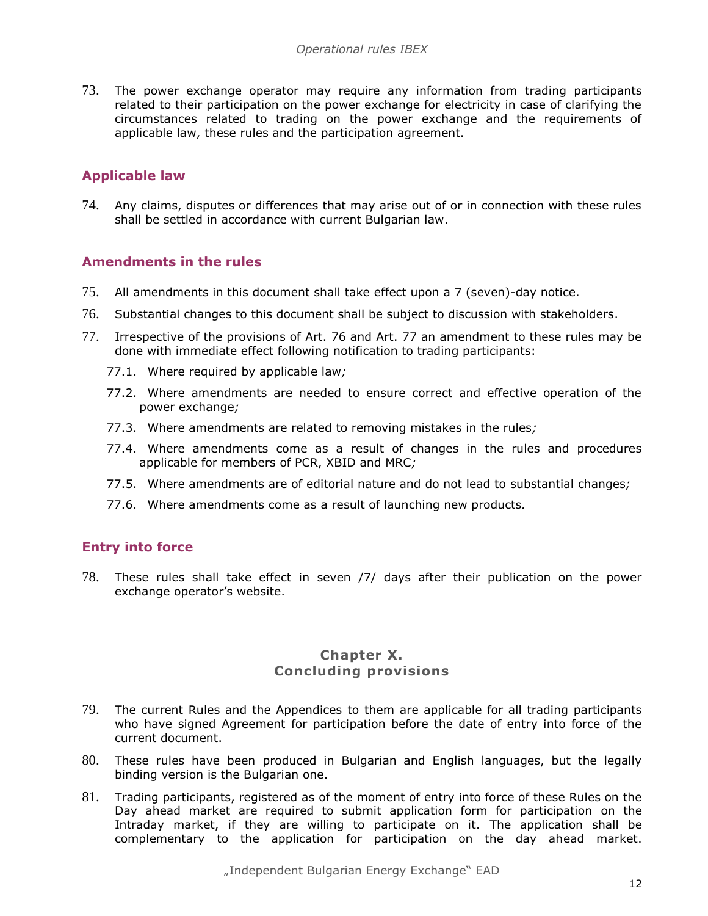73. The power exchange operator may require any information from trading participants related to their participation on the power exchange for electricity in case of clarifying the circumstances related to trading on the power exchange and the requirements of applicable law, these rules and the participation agreement.

## Applicable law

74. Any claims, disputes or differences that may arise out of or in connection with these rules shall be settled in accordance with current Bulgarian law.

## Amendments in the rules

75. All amendments in this document shall take effect upon a 7 (seven)-day notice.

76. Substantial changes to this document shall be subject to discussion with stakeholders.

77. Irrespective of the provisions of Art. 76 and Art. 77 an amendment to these rules may be done with immediate effect following notification to trading participants:

    77.1. Where required by applicable law*;*

    77.2. Where amendments are needed to ensure correct and effective operation of the power exchange*;*

    77.3. Where amendments are related to removing mistakes in the rules*;*

    77.4. Where amendments come as a result of changes in the rules and procedures applicable for members of PCR, XBID and MRC*;*

    77.5. Where amendments are of editorial nature and do not lead to substantial changes*;*

    77.6. Where amendments come as a result of launching new products*.*

## Entry into force

78. These rules shall take effect in seven /7/ days after their publication on the power exchange operator's website.

## Chapter X.
## Concluding provisions

79. The current Rules and the Appendices to them are applicable for all trading participants who have signed Agreement for participation before the date of entry into force of the current document.

80. These rules have been produced in Bulgarian and English languages, but the legally binding version is the Bulgarian one.

81. Trading participants, registered as of the moment of entry into force of these Rules on the Day ahead market are required to submit application form for participation on the Intraday market, if they are willing to participate on it. The application shall be complementary to the application for participation on the day ahead market.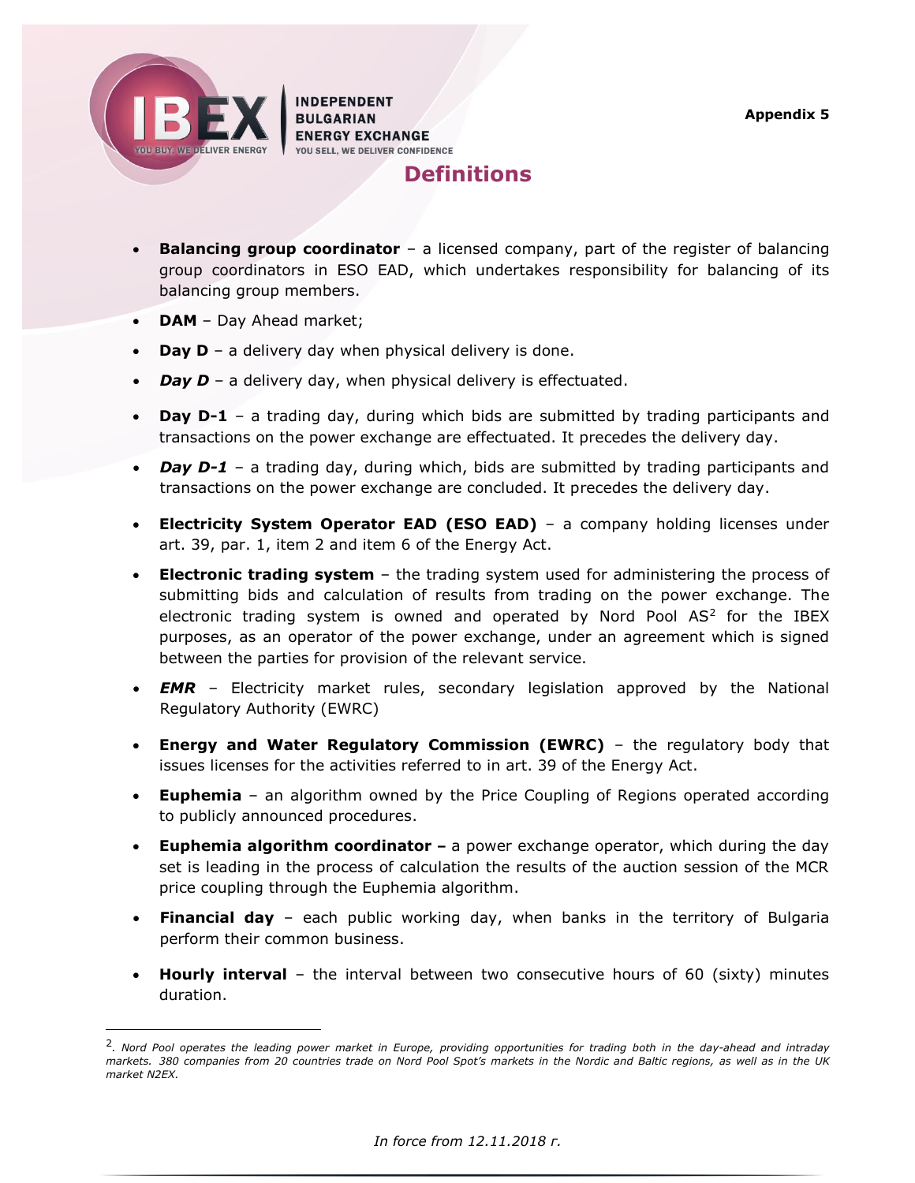Appendix 5

# Definitions

- **Balancing group coordinator** – a licensed company, part of the register of balancing group coordinators in ESO EAD, which undertakes responsibility for balancing of its balancing group members.
- **DAM** – Day Ahead market;
- **Day D** – a delivery day when physical delivery is done.
- ***Day D*** – a delivery day, when physical delivery is effectuated.
- **Day D-1** – a trading day, during which bids are submitted by trading participants and transactions on the power exchange are effectuated. It precedes the delivery day.
- ***Day D-1*** – a trading day, during which, bids are submitted by trading participants and transactions on the power exchange are concluded. It precedes the delivery day.
- **Electricity System Operator EAD (ESO EAD)** – a company holding licenses under art. 39, par. 1, item 2 and item 6 of the Energy Act.
- **Electronic trading system** – the trading system used for administering the process of submitting bids and calculation of results from trading on the power exchange. The electronic trading system is owned and operated by Nord Pool AS[2] for the IBEX purposes, as an operator of the power exchange, under an agreement which is signed between the parties for provision of the relevant service.
- ***EMR*** – Electricity market rules, secondary legislation approved by the National Regulatory Authority (EWRC)
- **Energy and Water Regulatory Commission (EWRC)** – the regulatory body that issues licenses for the activities referred to in art. 39 of the Energy Act.
- **Euphemia** – an algorithm owned by the Price Coupling of Regions operated according to publicly announced procedures.
- **Euphemia algorithm coordinator –** a power exchange operator, which during the day set is leading in the process of calculation the results of the auction session of the MCR price coupling through the Euphemia algorithm.
- **Financial day** – each public working day, when banks in the territory of Bulgaria perform their common business.
- **Hourly interval** – the interval between two consecutive hours of 60 (sixty) minutes duration.

---

[2]. *Nord Pool operates the leading power market in Europe, providing opportunities for trading both in the day-ahead and intraday markets. 380 companies from 20 countries trade on Nord Pool Spot's markets in the Nordic and Baltic regions, as well as in the UK market N2EX.*

*In force from 12.11.2018 г.*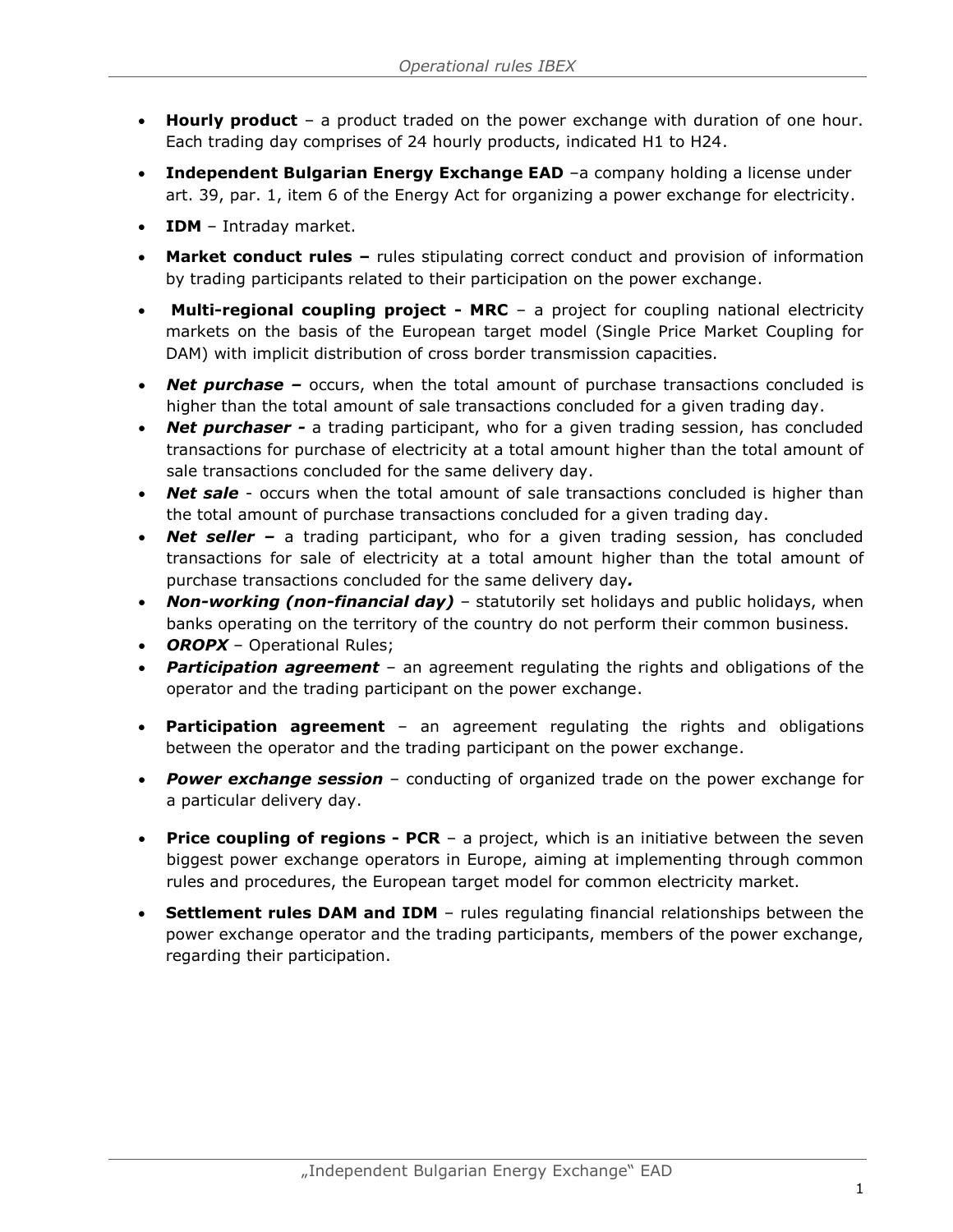- **Hourly product** – a product traded on the power exchange with duration of one hour. Each trading day comprises of 24 hourly products, indicated H1 to H24.
- **Independent Bulgarian Energy Exchange EAD** –a company holding a license under art. 39, par. 1, item 6 of the Energy Act for organizing a power exchange for electricity.
- **IDM** – Intraday market.
- **Market conduct rules –** rules stipulating correct conduct and provision of information by trading participants related to their participation on the power exchange.
- **Multi-regional coupling project - MRC** – a project for coupling national electricity markets on the basis of the European target model (Single Price Market Coupling for DAM) with implicit distribution of cross border transmission capacities.
- ***Net purchase –*** occurs, when the total amount of purchase transactions concluded is higher than the total amount of sale transactions concluded for a given trading day.
- ***Net purchaser -*** a trading participant, who for a given trading session, has concluded transactions for purchase of electricity at a total amount higher than the total amount of sale transactions concluded for the same delivery day.
- ***Net sale*** - occurs when the total amount of sale transactions concluded is higher than the total amount of purchase transactions concluded for a given trading day.
- ***Net seller –*** a trading participant, who for a given trading session, has concluded transactions for sale of electricity at a total amount higher than the total amount of purchase transactions concluded for the same delivery day***.***
- ***Non-working (non-financial day)*** – statutorily set holidays and public holidays, when banks operating on the territory of the country do not perform their common business.
- ***OROPX*** – Operational Rules;
- ***Participation agreement*** – an agreement regulating the rights and obligations of the operator and the trading participant on the power exchange.
- **Participation agreement** – an agreement regulating the rights and obligations between the operator and the trading participant on the power exchange.
- ***Power exchange session*** – conducting of organized trade on the power exchange for a particular delivery day.
- **Price coupling of regions - PCR** – a project, which is an initiative between the seven biggest power exchange operators in Europe, aiming at implementing through common rules and procedures, the European target model for common electricity market.
- **Settlement rules DAM and IDM** – rules regulating financial relationships between the power exchange operator and the trading participants, members of the power exchange, regarding their participation.